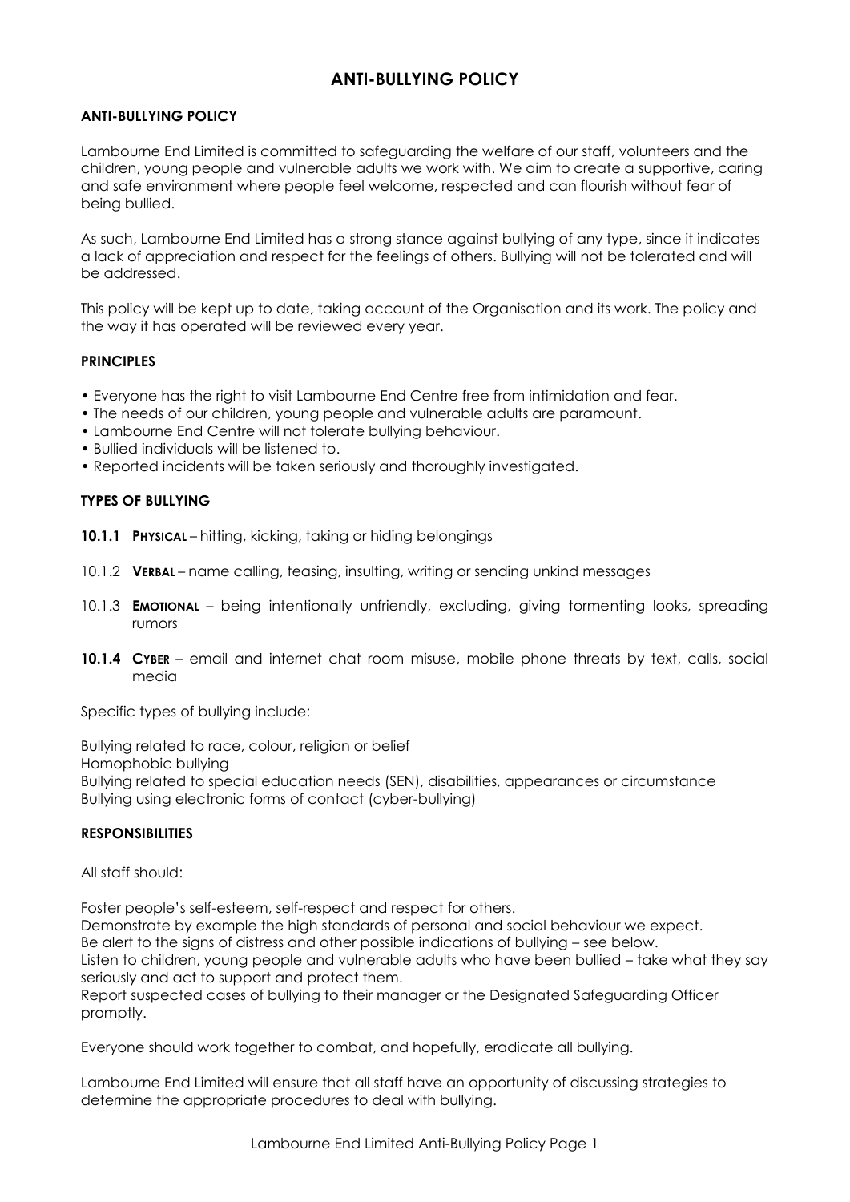# ANTI-BULLYING POLICY

### ANTI-BULLYING POLICY

Lambourne End Limited is committed to safeguarding the welfare of our staff, volunteers and the children, young people and vulnerable adults we work with. We aim to create a supportive, caring and safe environment where people feel welcome, respected and can flourish without fear of being bullied.

As such, Lambourne End Limited has a strong stance against bullying of any type, since it indicates a lack of appreciation and respect for the feelings of others. Bullying will not be tolerated and will be addressed.

This policy will be kept up to date, taking account of the Organisation and its work. The policy and the way it has operated will be reviewed every year.

### PRINCIPLES

- Everyone has the right to visit Lambourne End Centre free from intimidation and fear.
- The needs of our children, young people and vulnerable adults are paramount.
- Lambourne End Centre will not tolerate bullying behaviour.
- Bullied individuals will be listened to.
- Reported incidents will be taken seriously and thoroughly investigated.

### TYPES OF BULLYING

**10.1.1** **PHYSICAL** – hitting, kicking, taking or hiding belongings

10.1.2 **VERBAL** – name calling, teasing, insulting, writing or sending unkind messages

10.1.3 **EMOTIONAL** – being intentionally unfriendly, excluding, giving tormenting looks, spreading rumors

**10.1.4** **CYBER** – email and internet chat room misuse, mobile phone threats by text, calls, social media

Specific types of bullying include:

Bullying related to race, colour, religion or belief
Homophobic bullying
Bullying related to special education needs (SEN), disabilities, appearances or circumstance
Bullying using electronic forms of contact (cyber-bullying)

### RESPONSIBILITIES

All staff should:

Foster people's self-esteem, self-respect and respect for others.
Demonstrate by example the high standards of personal and social behaviour we expect.
Be alert to the signs of distress and other possible indications of bullying – see below.
Listen to children, young people and vulnerable adults who have been bullied – take what they say seriously and act to support and protect them.
Report suspected cases of bullying to their manager or the Designated Safeguarding Officer promptly.

Everyone should work together to combat, and hopefully, eradicate all bullying.

Lambourne End Limited will ensure that all staff have an opportunity of discussing strategies to determine the appropriate procedures to deal with bullying.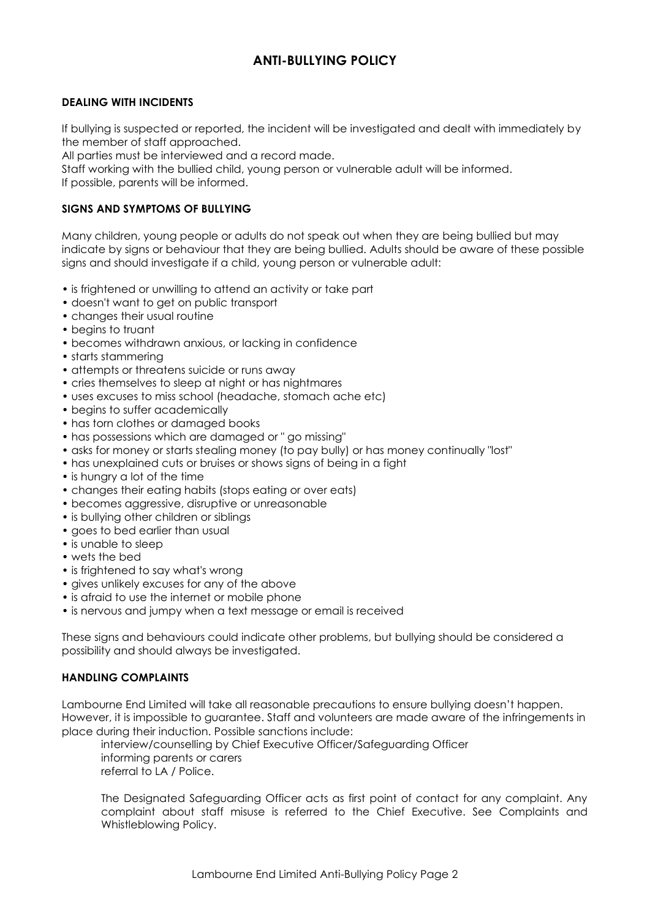# ANTI-BULLYING POLICY

### DEALING WITH INCIDENTS

If bullying is suspected or reported, the incident will be investigated and dealt with immediately by the member of staff approached.
All parties must be interviewed and a record made.
Staff working with the bullied child, young person or vulnerable adult will be informed.
If possible, parents will be informed.

### SIGNS AND SYMPTOMS OF BULLYING

Many children, young people or adults do not speak out when they are being bullied but may indicate by signs or behaviour that they are being bullied. Adults should be aware of these possible signs and should investigate if a child, young person or vulnerable adult:

- is frightened or unwilling to attend an activity or take part
- doesn't want to get on public transport
- changes their usual routine
- begins to truant
- becomes withdrawn anxious, or lacking in confidence
- starts stammering
- attempts or threatens suicide or runs away
- cries themselves to sleep at night or has nightmares
- uses excuses to miss school (headache, stomach ache etc)
- begins to suffer academically
- has torn clothes or damaged books
- has possessions which are damaged or " go missing"
- asks for money or starts stealing money (to pay bully) or has money continually "lost"
- has unexplained cuts or bruises or shows signs of being in a fight
- is hungry a lot of the time
- changes their eating habits (stops eating or over eats)
- becomes aggressive, disruptive or unreasonable
- is bullying other children or siblings
- goes to bed earlier than usual
- is unable to sleep
- wets the bed
- is frightened to say what's wrong
- gives unlikely excuses for any of the above
- is afraid to use the internet or mobile phone
- is nervous and jumpy when a text message or email is received

These signs and behaviours could indicate other problems, but bullying should be considered a possibility and should always be investigated.

### HANDLING COMPLAINTS

Lambourne End Limited will take all reasonable precautions to ensure bullying doesn't happen. However, it is impossible to guarantee. Staff and volunteers are made aware of the infringements in place during their induction. Possible sanctions include:

interview/counselling by Chief Executive Officer/Safeguarding Officer
informing parents or carers
referral to LA / Police.

The Designated Safeguarding Officer acts as first point of contact for any complaint. Any complaint about staff misuse is referred to the Chief Executive. See Complaints and Whistleblowing Policy.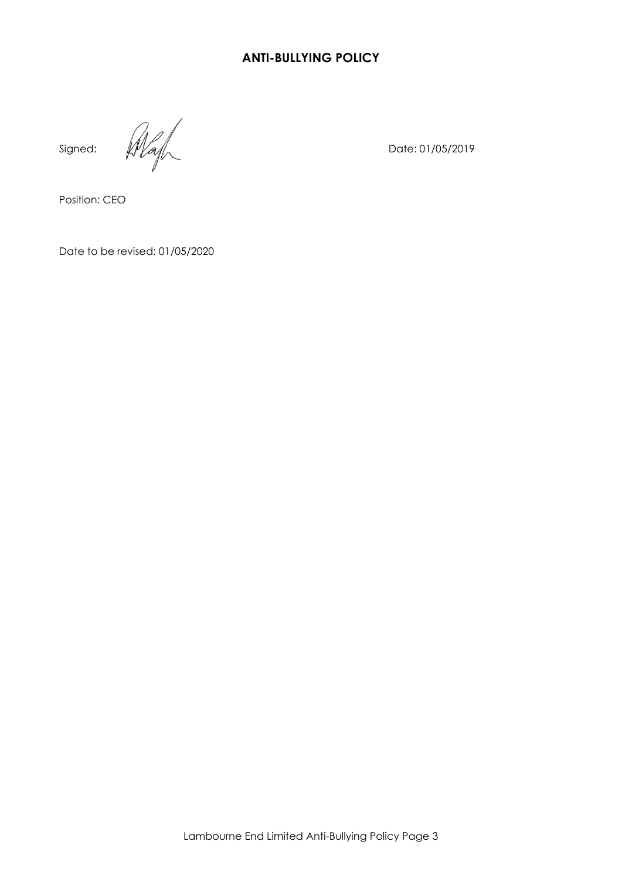## ANTI-BULLYING POLICY

Signed: Date: 01/05/2019

Position: CEO

Date to be revised: 01/05/2020